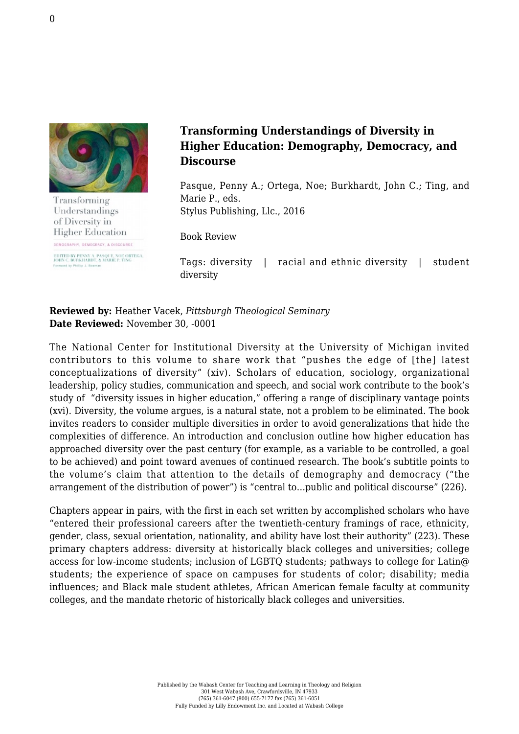# Transforming Understandings of Diversity in Higher Education: Demography, Democracy, and Discourse

Pasque, Penny A.; Ortega, Noe; Burkhardt, John C.; Ting, and Marie P., eds.
Stylus Publishing, Llc., 2016

Book Review

Tags: diversity | racial and ethnic diversity | student diversity

**Reviewed by:** Heather Vacek, *Pittsburgh Theological Seminary*
**Date Reviewed:** November 30, -0001

The National Center for Institutional Diversity at the University of Michigan invited contributors to this volume to share work that "pushes the edge of [the] latest conceptualizations of diversity" (xiv). Scholars of education, sociology, organizational leadership, policy studies, communication and speech, and social work contribute to the book's study of "diversity issues in higher education," offering a range of disciplinary vantage points (xvi). Diversity, the volume argues, is a natural state, not a problem to be eliminated. The book invites readers to consider multiple diversities in order to avoid generalizations that hide the complexities of difference. An introduction and conclusion outline how higher education has approached diversity over the past century (for example, as a variable to be controlled, a goal to be achieved) and point toward avenues of continued research. The book's subtitle points to the volume's claim that attention to the details of demography and democracy ("the arrangement of the distribution of power") is "central to…public and political discourse" (226).

Chapters appear in pairs, with the first in each set written by accomplished scholars who have "entered their professional careers after the twentieth-century framings of race, ethnicity, gender, class, sexual orientation, nationality, and ability have lost their authority" (223). These primary chapters address: diversity at historically black colleges and universities; college access for low-income students; inclusion of LGBTQ students; pathways to college for Latin@ students; the experience of space on campuses for students of color; disability; media influences; and Black male student athletes, African American female faculty at community colleges, and the mandate rhetoric of historically black colleges and universities.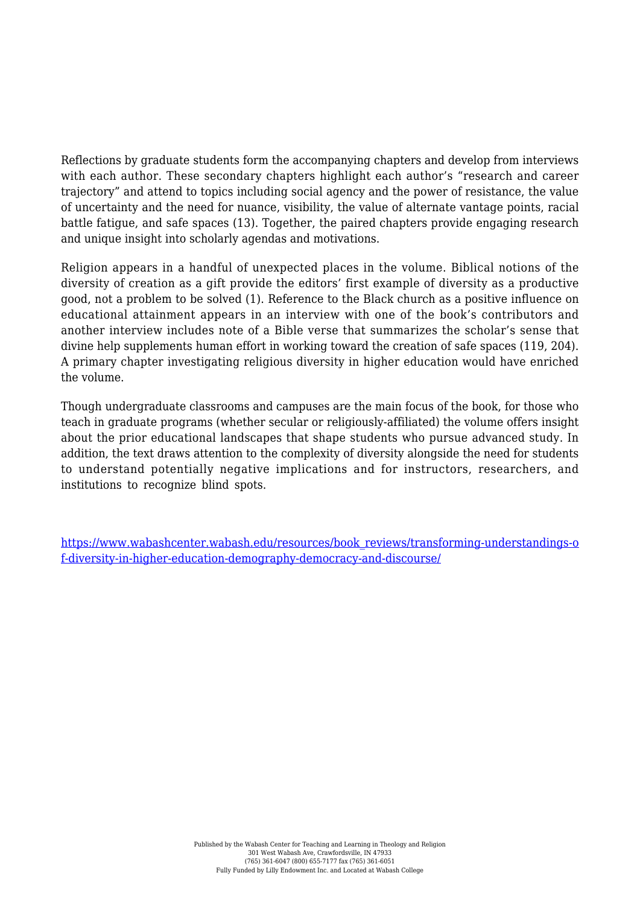Reflections by graduate students form the accompanying chapters and develop from interviews with each author. These secondary chapters highlight each author's "research and career trajectory" and attend to topics including social agency and the power of resistance, the value of uncertainty and the need for nuance, visibility, the value of alternate vantage points, racial battle fatigue, and safe spaces (13). Together, the paired chapters provide engaging research and unique insight into scholarly agendas and motivations.

Religion appears in a handful of unexpected places in the volume. Biblical notions of the diversity of creation as a gift provide the editors' first example of diversity as a productive good, not a problem to be solved (1). Reference to the Black church as a positive influence on educational attainment appears in an interview with one of the book's contributors and another interview includes note of a Bible verse that summarizes the scholar's sense that divine help supplements human effort in working toward the creation of safe spaces (119, 204). A primary chapter investigating religious diversity in higher education would have enriched the volume.

Though undergraduate classrooms and campuses are the main focus of the book, for those who teach in graduate programs (whether secular or religiously-affiliated) the volume offers insight about the prior educational landscapes that shape students who pursue advanced study. In addition, the text draws attention to the complexity of diversity alongside the need for students to understand potentially negative implications and for instructors, researchers, and institutions to recognize blind spots.

https://www.wabashcenter.wabash.edu/resources/book_reviews/transforming-understandings-of-diversity-in-higher-education-demography-democracy-and-discourse/

Published by the Wabash Center for Teaching and Learning in Theology and Religion
301 West Wabash Ave, Crawfordsville, IN 47933
(765) 361-6047 (800) 655-7177 fax (765) 361-6051
Fully Funded by Lilly Endowment Inc. and Located at Wabash College